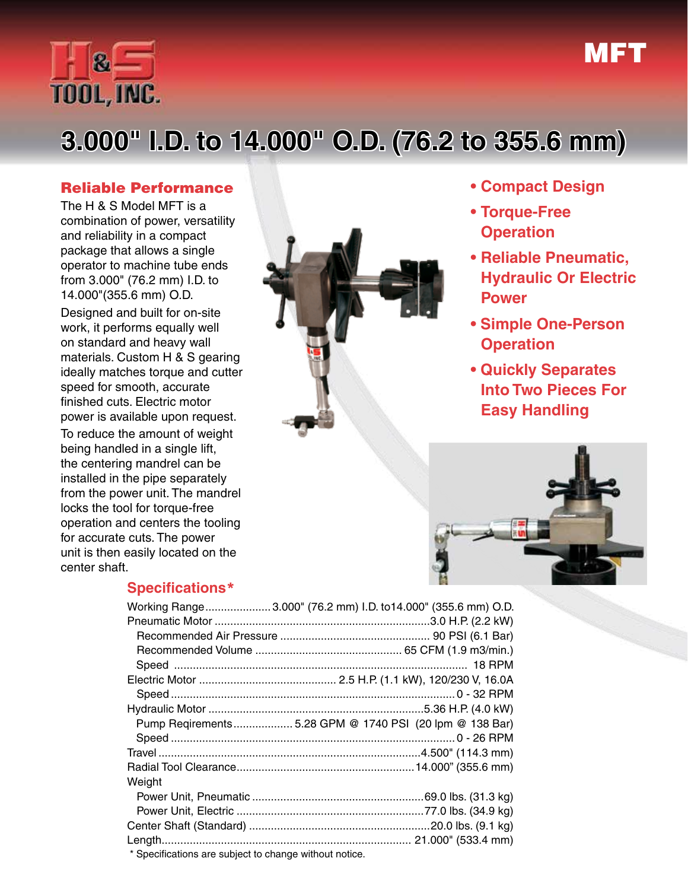# MFT

## 3.000" I.D. to 14.000" O.D. (76.2 to 355.6 mm)

### Reliable Performance

The H & S Model MFT is a combination of power, versatility and reliability in a compact package that allows a single operator to machine tube ends from 3.000" (76.2 mm) I.D. to 14.000"(355.6 mm) O.D.

Designed and built for on-site work, it performs equally well on standard and heavy wall materials. Custom H & S gearing ideally matches torque and cutter speed for smooth, accurate finished cuts. Electric motor power is available upon request.

To reduce the amount of weight being handled in a single lift, the centering mandrel can be installed in the pipe separately from the power unit. The mandrel locks the tool for torque-free operation and centers the tooling for accurate cuts. The power unit is then easily located on the center shaft.

- **Compact Design**
- **Torque-Free Operation**
- **Reliable Pneumatic, Hydraulic Or Electric Power**
- **Simple One-Person Operation**
- **Quickly Separates Into Two Pieces For Easy Handling**

### Specifications*

| Specification | Value |
|---|---|
| Working Range | 3.000" (76.2 mm) I.D. to14.000" (355.6 mm) O.D. |
| Pneumatic Motor | 3.0 H.P. (2.2 kW) |
| Recommended Air Pressure | 90 PSI (6.1 Bar) |
| Recommended Volume | 65 CFM (1.9 m3/min.) |
| Speed | 18 RPM |
| Electric Motor | 2.5 H.P. (1.1 kW), 120/230 V, 16.0A |
| Speed | 0 - 32 RPM |
| Hydraulic Motor | 5.36 H.P. (4.0 kW) |
| Pump Reqirements | 5.28 GPM @ 1740 PSI (20 lpm @ 138 Bar) |
| Speed | 0 - 26 RPM |
| Travel | 4.500" (114.3 mm) |
| Radial Tool Clearance | 14.000" (355.6 mm) |
| Weight | |
| Power Unit, Pneumatic | 69.0 lbs. (31.3 kg) |
| Power Unit, Electric | 77.0 lbs. (34.9 kg) |
| Center Shaft (Standard) | 20.0 lbs. (9.1 kg) |
| Length | 21.000" (533.4 mm) |

\* Specifications are subject to change without notice.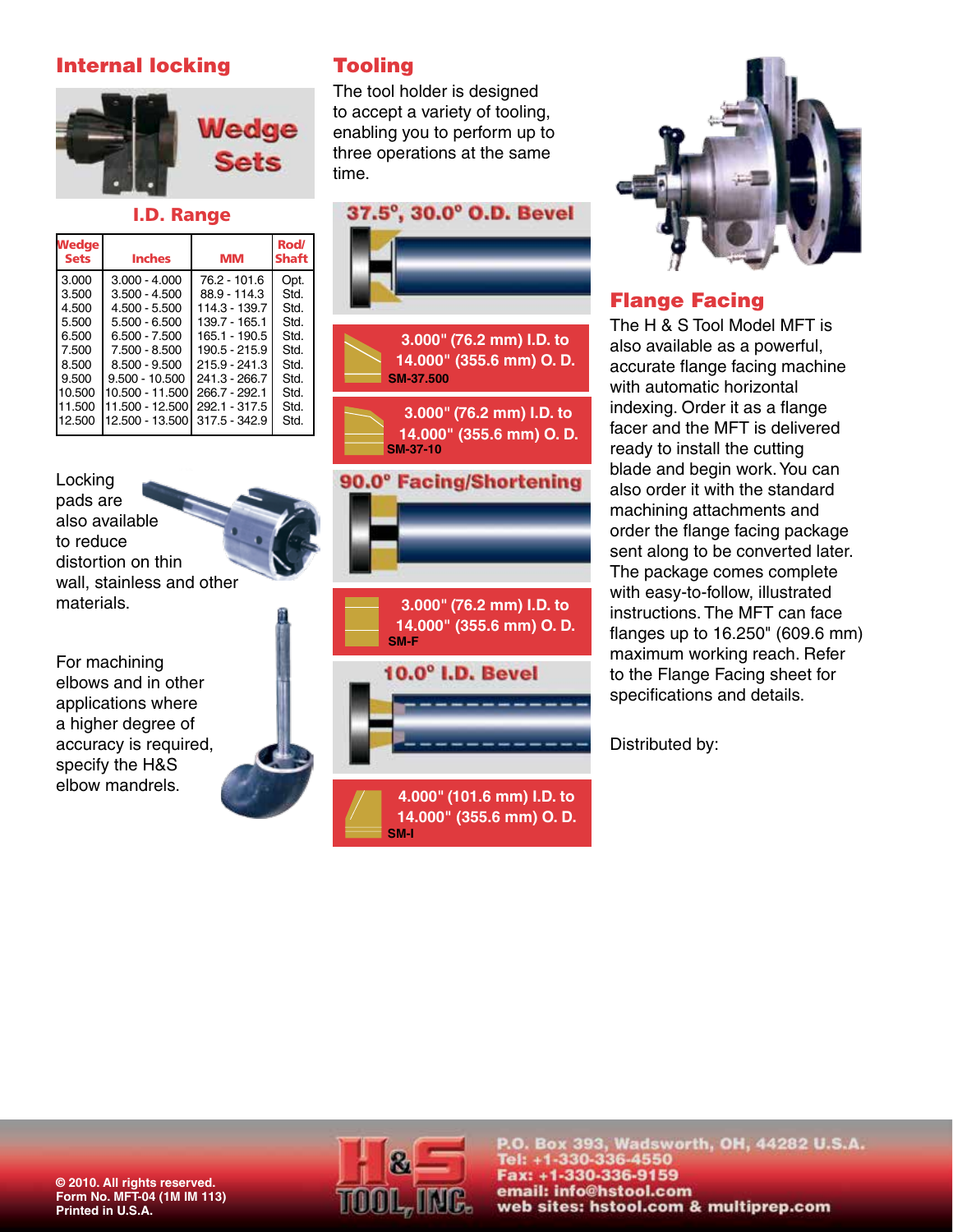## Internal locking

Wedge Sets

### I.D. Range

| Wedge Sets | Inches | MM | Rod/ Shaft |
|---|---|---|---|
| 3.000 | 3.000 - 4.000 | 76.2 - 101.6 | Opt. |
| 3.500 | 3.500 - 4.500 | 88.9 - 114.3 | Std. |
| 4.500 | 4.500 - 5.500 | 114.3 - 139.7 | Std. |
| 5.500 | 5.500 - 6.500 | 139.7 - 165.1 | Std. |
| 6.500 | 6.500 - 7.500 | 165.1 - 190.5 | Std. |
| 7.500 | 7.500 - 8.500 | 190.5 - 215.9 | Std. |
| 8.500 | 8.500 - 9.500 | 215.9 - 241.3 | Std. |
| 9.500 | 9.500 - 10.500 | 241.3 - 266.7 | Std. |
| 10.500 | 10.500 - 11.500 | 266.7 - 292.1 | Std. |
| 11.500 | 11.500 - 12.500 | 292.1 - 317.5 | Std. |
| 12.500 | 12.500 - 13.500 | 317.5 - 342.9 | Std. |

Locking pads are also available to reduce distortion on thin wall, stainless and other materials.

For machining elbows and in other applications where a higher degree of accuracy is required, specify the H&S elbow mandrels.

## Tooling

The tool holder is designed to accept a variety of tooling, enabling you to perform up to three operations at the same time.

### 37.5°, 30.0° O.D. Bevel

3.000" (76.2 mm) I.D. to 14.000" (355.6 mm) O. D.
SM-37.500

3.000" (76.2 mm) I.D. to 14.000" (355.6 mm) O. D.
SM-37-10

### 90.0° Facing/Shortening

3.000" (76.2 mm) I.D. to 14.000" (355.6 mm) O. D.
SM-F

### 10.0° I.D. Bevel

4.000" (101.6 mm) I.D. to 14.000" (355.6 mm) O. D.
SM-I

## Flange Facing

The H & S Tool Model MFT is also available as a powerful, accurate flange facing machine with automatic horizontal indexing. Order it as a flange facer and the MFT is delivered ready to install the cutting blade and begin work. You can also order it with the standard machining attachments and order the flange facing package sent along to be converted later. The package comes complete with easy-to-follow, illustrated instructions. The MFT can face flanges up to 16.250" (609.6 mm) maximum working reach. Refer to the Flange Facing sheet for specifications and details.

Distributed by:

© 2010. All rights reserved.
Form No. MFT-04 (1M IM 113)
Printed in U.S.A.

H&S TOOL, INC.

P.O. Box 393, Wadsworth, OH, 44282 U.S.A.
Tel: +1-330-336-4550
Fax: +1-330-336-9159
email: info@hstool.com
web sites: hstool.com & multiprep.com